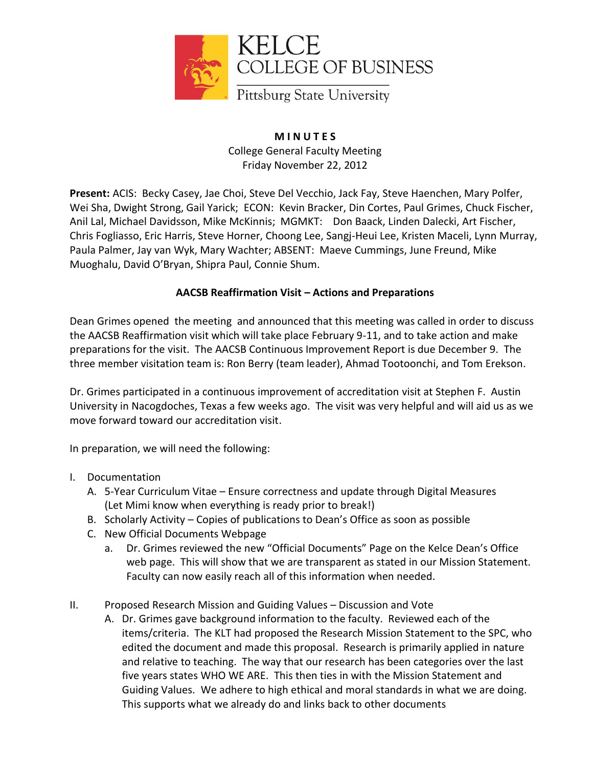KELCE
COLLEGE OF BUSINESS
Pittsburg State University

**MINUTES**
College General Faculty Meeting
Friday November 22, 2012

**Present:** ACIS: Becky Casey, Jae Choi, Steve Del Vecchio, Jack Fay, Steve Haenchen, Mary Polfer, Wei Sha, Dwight Strong, Gail Yarick; ECON: Kevin Bracker, Din Cortes, Paul Grimes, Chuck Fischer, Anil Lal, Michael Davidsson, Mike McKinnis; MGMKT: Don Baack, Linden Dalecki, Art Fischer, Chris Fogliasso, Eric Harris, Steve Horner, Choong Lee, Sangj-Heui Lee, Kristen Maceli, Lynn Murray, Paula Palmer, Jay van Wyk, Mary Wachter; ABSENT: Maeve Cummings, June Freund, Mike Muoghalu, David O'Bryan, Shipra Paul, Connie Shum.

**AACSB Reaffirmation Visit – Actions and Preparations**

Dean Grimes opened the meeting and announced that this meeting was called in order to discuss the AACSB Reaffirmation visit which will take place February 9-11, and to take action and make preparations for the visit. The AACSB Continuous Improvement Report is due December 9. The three member visitation team is: Ron Berry (team leader), Ahmad Tootoonchi, and Tom Erekson.

Dr. Grimes participated in a continuous improvement of accreditation visit at Stephen F. Austin University in Nacogdoches, Texas a few weeks ago. The visit was very helpful and will aid us as we move forward toward our accreditation visit.

In preparation, we will need the following:

I. Documentation
   A. 5-Year Curriculum Vitae – Ensure correctness and update through Digital Measures (Let Mimi know when everything is ready prior to break!)
   B. Scholarly Activity – Copies of publications to Dean's Office as soon as possible
   C. New Official Documents Webpage
      a. Dr. Grimes reviewed the new "Official Documents" Page on the Kelce Dean's Office web page. This will show that we are transparent as stated in our Mission Statement. Faculty can now easily reach all of this information when needed.

II. Proposed Research Mission and Guiding Values – Discussion and Vote
   A. Dr. Grimes gave background information to the faculty. Reviewed each of the items/criteria. The KLT had proposed the Research Mission Statement to the SPC, who edited the document and made this proposal. Research is primarily applied in nature and relative to teaching. The way that our research has been categories over the last five years states WHO WE ARE. This then ties in with the Mission Statement and Guiding Values. We adhere to high ethical and moral standards in what we are doing. This supports what we already do and links back to other documents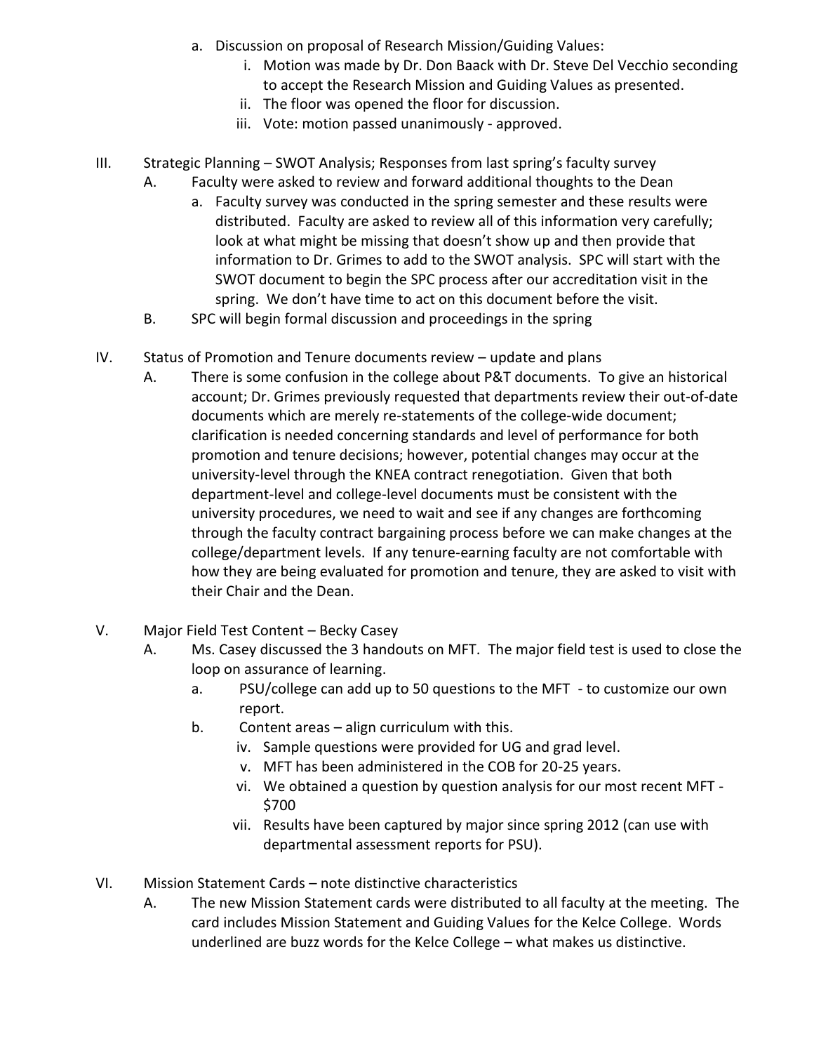a. Discussion on proposal of Research Mission/Guiding Values:
      i. Motion was made by Dr. Don Baack with Dr. Steve Del Vecchio seconding to accept the Research Mission and Guiding Values as presented.
      ii. The floor was opened the floor for discussion.
      iii. Vote: motion passed unanimously - approved.

III. Strategic Planning – SWOT Analysis; Responses from last spring's faculty survey

   A. Faculty were asked to review and forward additional thoughts to the Dean
      a. Faculty survey was conducted in the spring semester and these results were distributed. Faculty are asked to review all of this information very carefully; look at what might be missing that doesn't show up and then provide that information to Dr. Grimes to add to the SWOT analysis. SPC will start with the SWOT document to begin the SPC process after our accreditation visit in the spring. We don't have time to act on this document before the visit.

   B. SPC will begin formal discussion and proceedings in the spring

IV. Status of Promotion and Tenure documents review – update and plans

   A. There is some confusion in the college about P&T documents. To give an historical account; Dr. Grimes previously requested that departments review their out-of-date documents which are merely re-statements of the college-wide document; clarification is needed concerning standards and level of performance for both promotion and tenure decisions; however, potential changes may occur at the university-level through the KNEA contract renegotiation. Given that both department-level and college-level documents must be consistent with the university procedures, we need to wait and see if any changes are forthcoming through the faculty contract bargaining process before we can make changes at the college/department levels. If any tenure-earning faculty are not comfortable with how they are being evaluated for promotion and tenure, they are asked to visit with their Chair and the Dean.

V. Major Field Test Content – Becky Casey

   A. Ms. Casey discussed the 3 handouts on MFT. The major field test is used to close the loop on assurance of learning.
      a. PSU/college can add up to 50 questions to the MFT - to customize our own report.
      b. Content areas – align curriculum with this.
         iv. Sample questions were provided for UG and grad level.
         v. MFT has been administered in the COB for 20-25 years.
         vi. We obtained a question by question analysis for our most recent MFT - $700
         vii. Results have been captured by major since spring 2012 (can use with departmental assessment reports for PSU).

VI. Mission Statement Cards – note distinctive characteristics

   A. The new Mission Statement cards were distributed to all faculty at the meeting. The card includes Mission Statement and Guiding Values for the Kelce College. Words underlined are buzz words for the Kelce College – what makes us distinctive.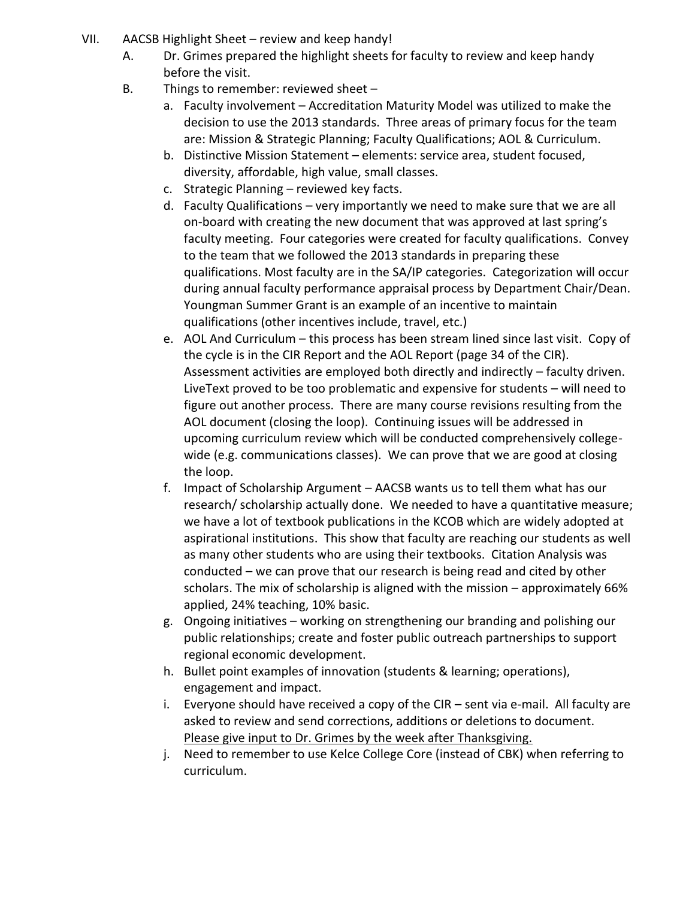VII. AACSB Highlight Sheet – review and keep handy!

A. Dr. Grimes prepared the highlight sheets for faculty to review and keep handy before the visit.

B. Things to remember: reviewed sheet –

a. Faculty involvement – Accreditation Maturity Model was utilized to make the decision to use the 2013 standards. Three areas of primary focus for the team are: Mission & Strategic Planning; Faculty Qualifications; AOL & Curriculum.

b. Distinctive Mission Statement – elements: service area, student focused, diversity, affordable, high value, small classes.

c. Strategic Planning – reviewed key facts.

d. Faculty Qualifications – very importantly we need to make sure that we are all on-board with creating the new document that was approved at last spring's faculty meeting. Four categories were created for faculty qualifications. Convey to the team that we followed the 2013 standards in preparing these qualifications. Most faculty are in the SA/IP categories. Categorization will occur during annual faculty performance appraisal process by Department Chair/Dean. Youngman Summer Grant is an example of an incentive to maintain qualifications (other incentives include, travel, etc.)

e. AOL And Curriculum – this process has been stream lined since last visit. Copy of the cycle is in the CIR Report and the AOL Report (page 34 of the CIR). Assessment activities are employed both directly and indirectly – faculty driven. LiveText proved to be too problematic and expensive for students – will need to figure out another process. There are many course revisions resulting from the AOL document (closing the loop). Continuing issues will be addressed in upcoming curriculum review which will be conducted comprehensively college-wide (e.g. communications classes). We can prove that we are good at closing the loop.

f. Impact of Scholarship Argument – AACSB wants us to tell them what has our research/ scholarship actually done. We needed to have a quantitative measure; we have a lot of textbook publications in the KCOB which are widely adopted at aspirational institutions. This show that faculty are reaching our students as well as many other students who are using their textbooks. Citation Analysis was conducted – we can prove that our research is being read and cited by other scholars. The mix of scholarship is aligned with the mission – approximately 66% applied, 24% teaching, 10% basic.

g. Ongoing initiatives – working on strengthening our branding and polishing our public relationships; create and foster public outreach partnerships to support regional economic development.

h. Bullet point examples of innovation (students & learning; operations), engagement and impact.

i. Everyone should have received a copy of the CIR – sent via e-mail. All faculty are asked to review and send corrections, additions or deletions to document. <u>Please give input to Dr. Grimes by the week after Thanksgiving.</u>

j. Need to remember to use Kelce College Core (instead of CBK) when referring to curriculum.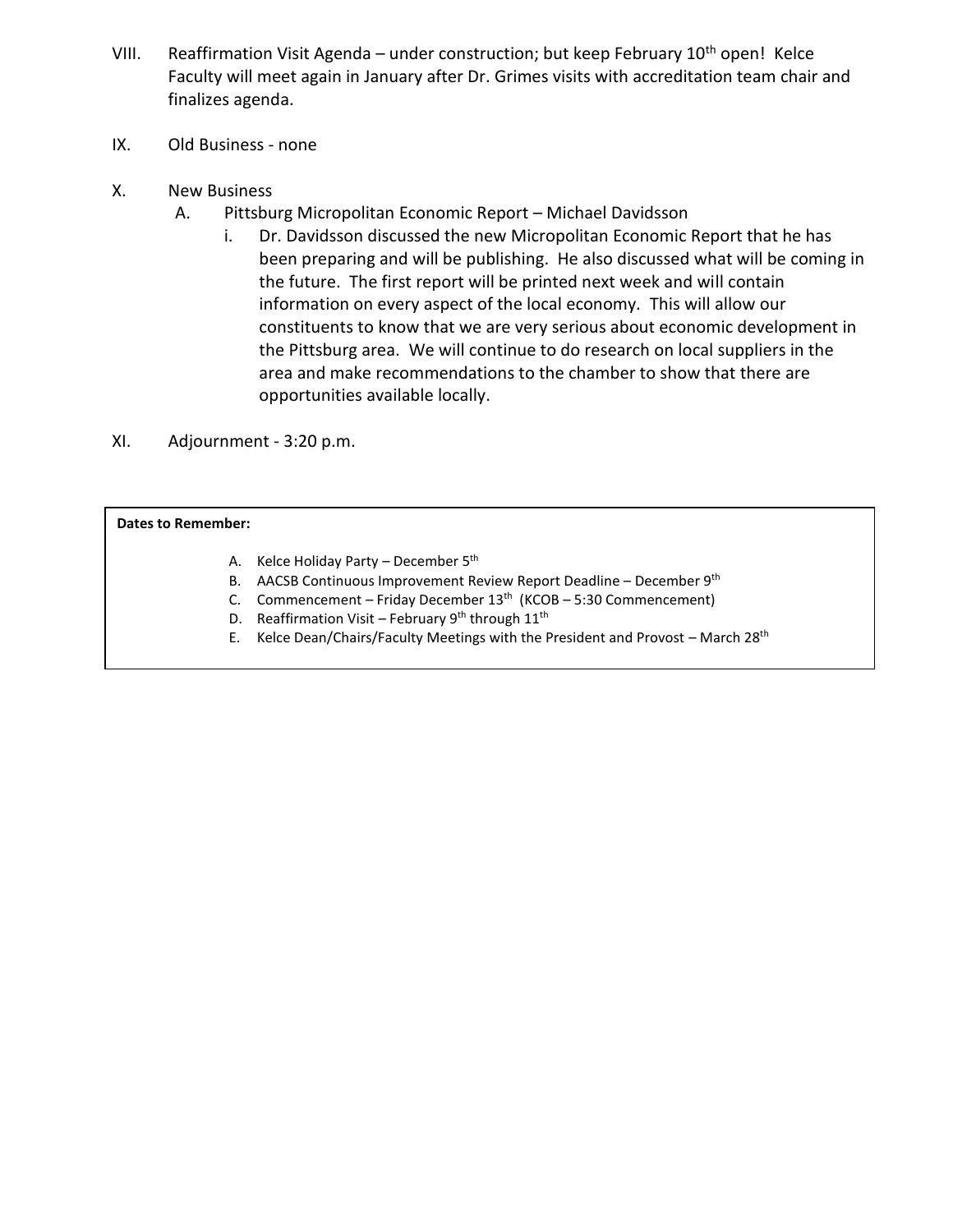VIII. Reaffirmation Visit Agenda – under construction; but keep February 10th open! Kelce Faculty will meet again in January after Dr. Grimes visits with accreditation team chair and finalizes agenda.

IX. Old Business - none

X. New Business

   A. Pittsburg Micropolitan Economic Report – Michael Davidsson

      i. Dr. Davidsson discussed the new Micropolitan Economic Report that he has been preparing and will be publishing. He also discussed what will be coming in the future. The first report will be printed next week and will contain information on every aspect of the local economy. This will allow our constituents to know that we are very serious about economic development in the Pittsburg area. We will continue to do research on local suppliers in the area and make recommendations to the chamber to show that there are opportunities available locally.

XI. Adjournment - 3:20 p.m.

**Dates to Remember:**

A. Kelce Holiday Party – December 5th
B. AACSB Continuous Improvement Review Report Deadline – December 9th
C. Commencement – Friday December 13th (KCOB – 5:30 Commencement)
D. Reaffirmation Visit – February 9th through 11th
E. Kelce Dean/Chairs/Faculty Meetings with the President and Provost – March 28th